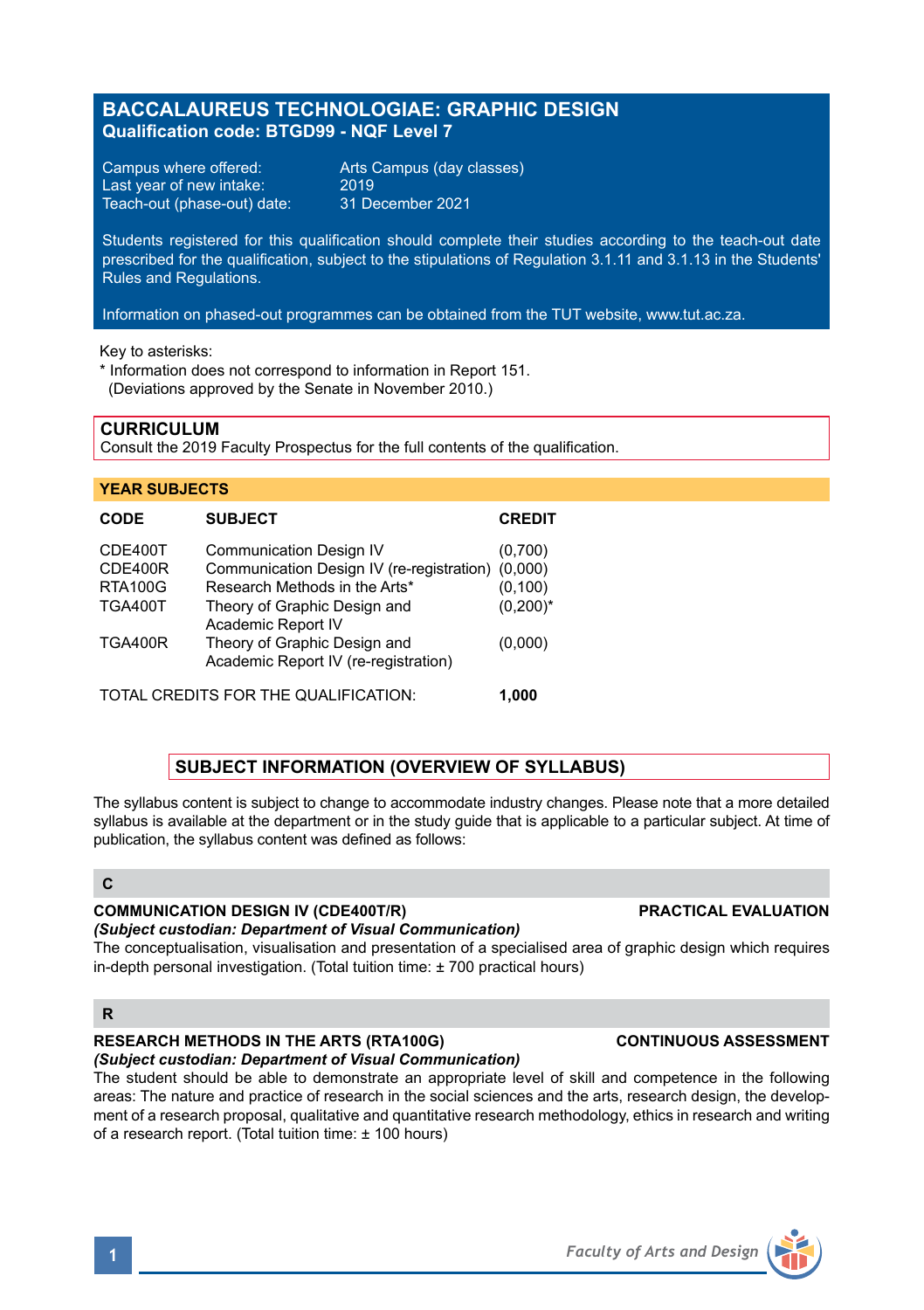# BACCALAUREUS TECHNOLOGIAE: GRAPHIC DESIGN

**Qualification code: BTGD99 - NQF Level 7**

Campus where offered: Arts Campus (day classes)
Last year of new intake: 2019
Teach-out (phase-out) date: 31 December 2021

Students registered for this qualification should complete their studies according to the teach-out date prescribed for the qualification, subject to the stipulations of Regulation 3.1.11 and 3.1.13 in the Students' Rules and Regulations.

Information on phased-out programmes can be obtained from the TUT website, www.tut.ac.za.

Key to asterisks:
* Information does not correspond to information in Report 151.
(Deviations approved by the Senate in November 2010.)

## CURRICULUM

Consult the 2019 Faculty Prospectus for the full contents of the qualification.

### YEAR SUBJECTS

| CODE | SUBJECT | CREDIT |
|---|---|---|
| CDE400T | Communication Design IV | (0,700) |
| CDE400R | Communication Design IV (re-registration) | (0,000) |
| RTA100G | Research Methods in the Arts* | (0,100) |
| TGA400T | Theory of Graphic Design and Academic Report IV | (0,200)* |
| TGA400R | Theory of Graphic Design and Academic Report IV (re-registration) | (0,000) |

TOTAL CREDITS FOR THE QUALIFICATION: **1,000**

## SUBJECT INFORMATION (OVERVIEW OF SYLLABUS)

The syllabus content is subject to change to accommodate industry changes. Please note that a more detailed syllabus is available at the department or in the study guide that is applicable to a particular subject. At time of publication, the syllabus content was defined as follows:

### C

**COMMUNICATION DESIGN IV (CDE400T/R)** **PRACTICAL EVALUATION**
***(Subject custodian: Department of Visual Communication)***
The conceptualisation, visualisation and presentation of a specialised area of graphic design which requires in-depth personal investigation. (Total tuition time: ± 700 practical hours)

### R

**RESEARCH METHODS IN THE ARTS (RTA100G)** **CONTINUOUS ASSESSMENT**
***(Subject custodian: Department of Visual Communication)***
The student should be able to demonstrate an appropriate level of skill and competence in the following areas: The nature and practice of research in the social sciences and the arts, research design, the development of a research proposal, qualitative and quantitative research methodology, ethics in research and writing of a research report. (Total tuition time: ± 100 hours)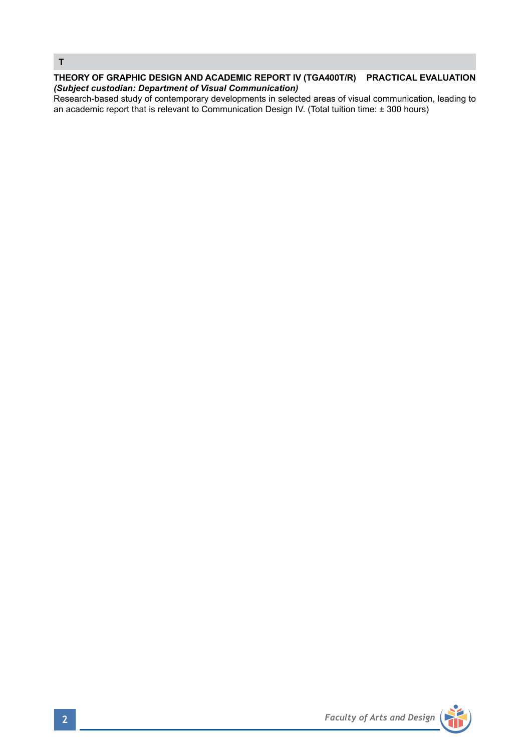**T**

**THEORY OF GRAPHIC DESIGN AND ACADEMIC REPORT IV (TGA400T/R) PRACTICAL EVALUATION**
***(Subject custodian: Department of Visual Communication)***

Research-based study of contemporary developments in selected areas of visual communication, leading to an academic report that is relevant to Communication Design IV. (Total tuition time: ± 300 hours)